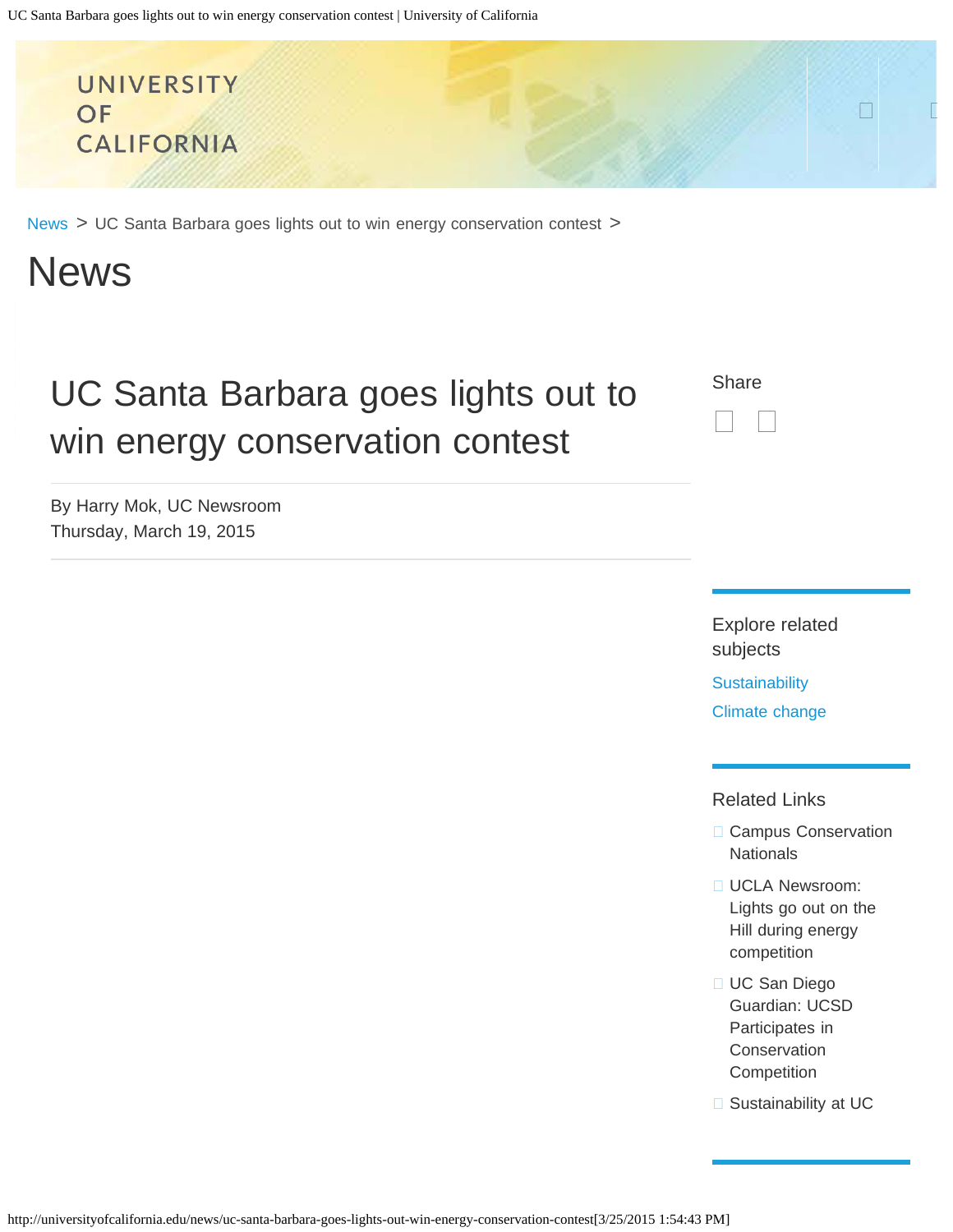UNIVERSITY OF CALIFORNIA

News > UC Santa Barbara goes lights out to win energy conservation contest >

# News

## UC Santa Barbara goes lights out to win energy conservation contest

By Harry Mok, UC Newsroom
Thursday, March 19, 2015

Share

### Explore related subjects

Sustainability

Climate change

### Related Links

- Campus Conservation Nationals
- UCLA Newsroom: Lights go out on the Hill during energy competition
- UC San Diego Guardian: UCSD Participates in Conservation Competition
- Sustainability at UC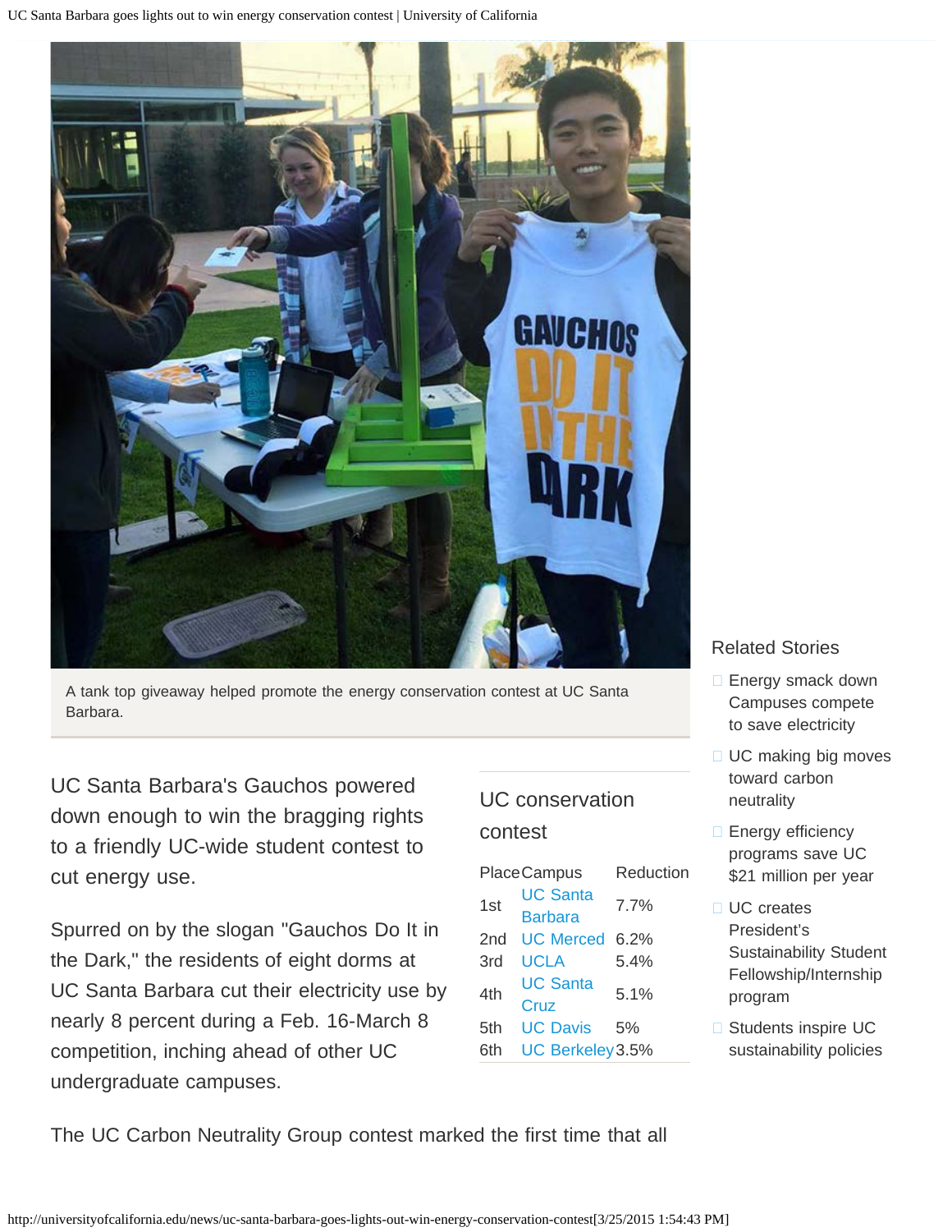A tank top giveaway helped promote the energy conservation contest at UC Santa Barbara.

UC Santa Barbara's Gauchos powered down enough to win the bragging rights to a friendly UC-wide student contest to cut energy use.

Spurred on by the slogan "Gauchos Do It in the Dark," the residents of eight dorms at UC Santa Barbara cut their electricity use by nearly 8 percent during a Feb. 16-March 8 competition, inching ahead of other UC undergraduate campuses.

### UC conservation contest

| Place | Campus | Reduction |
|---|---|---|
| 1st | UC Santa Barbara | 7.7% |
| 2nd | UC Merced | 6.2% |
| 3rd | UCLA | 5.4% |
| 4th | UC Santa Cruz | 5.1% |
| 5th | UC Davis | 5% |
| 6th | UC Berkeley | 3.5% |

### Related Stories

- Energy smack down Campuses compete to save electricity
- UC making big moves toward carbon neutrality
- Energy efficiency programs save UC $21 million per year
- UC creates President's Sustainability Student Fellowship/Internship program
- Students inspire UC sustainability policies

The UC Carbon Neutrality Group contest marked the first time that all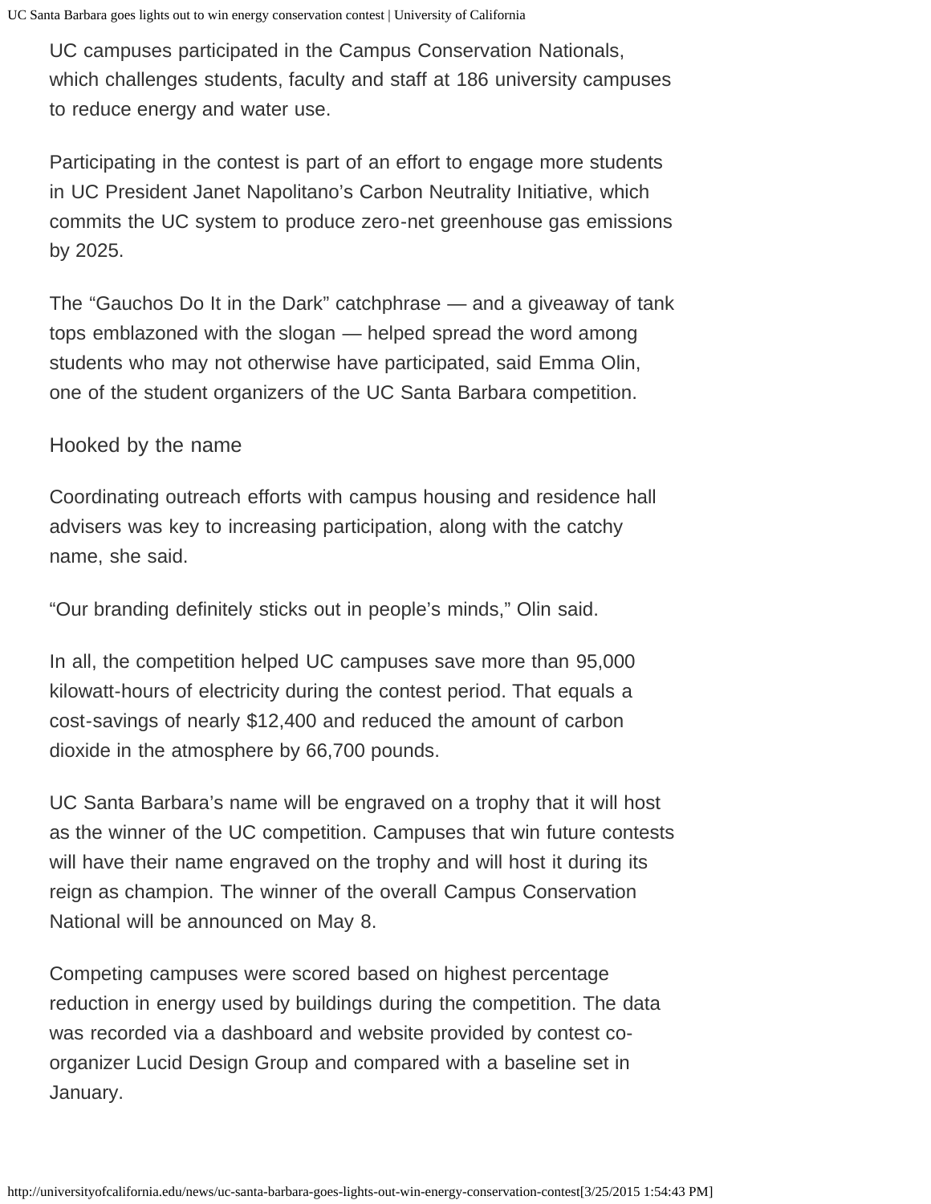UC campuses participated in the Campus Conservation Nationals, which challenges students, faculty and staff at 186 university campuses to reduce energy and water use.

Participating in the contest is part of an effort to engage more students in UC President Janet Napolitano's Carbon Neutrality Initiative, which commits the UC system to produce zero-net greenhouse gas emissions by 2025.

The "Gauchos Do It in the Dark" catchphrase — and a giveaway of tank tops emblazoned with the slogan — helped spread the word among students who may not otherwise have participated, said Emma Olin, one of the student organizers of the UC Santa Barbara competition.

## Hooked by the name

Coordinating outreach efforts with campus housing and residence hall advisers was key to increasing participation, along with the catchy name, she said.

"Our branding definitely sticks out in people's minds," Olin said.

In all, the competition helped UC campuses save more than 95,000 kilowatt-hours of electricity during the contest period. That equals a cost-savings of nearly $12,400 and reduced the amount of carbon dioxide in the atmosphere by 66,700 pounds.

UC Santa Barbara's name will be engraved on a trophy that it will host as the winner of the UC competition. Campuses that win future contests will have their name engraved on the trophy and will host it during its reign as champion. The winner of the overall Campus Conservation National will be announced on May 8.

Competing campuses were scored based on highest percentage reduction in energy used by buildings during the competition. The data was recorded via a dashboard and website provided by contest co-organizer Lucid Design Group and compared with a baseline set in January.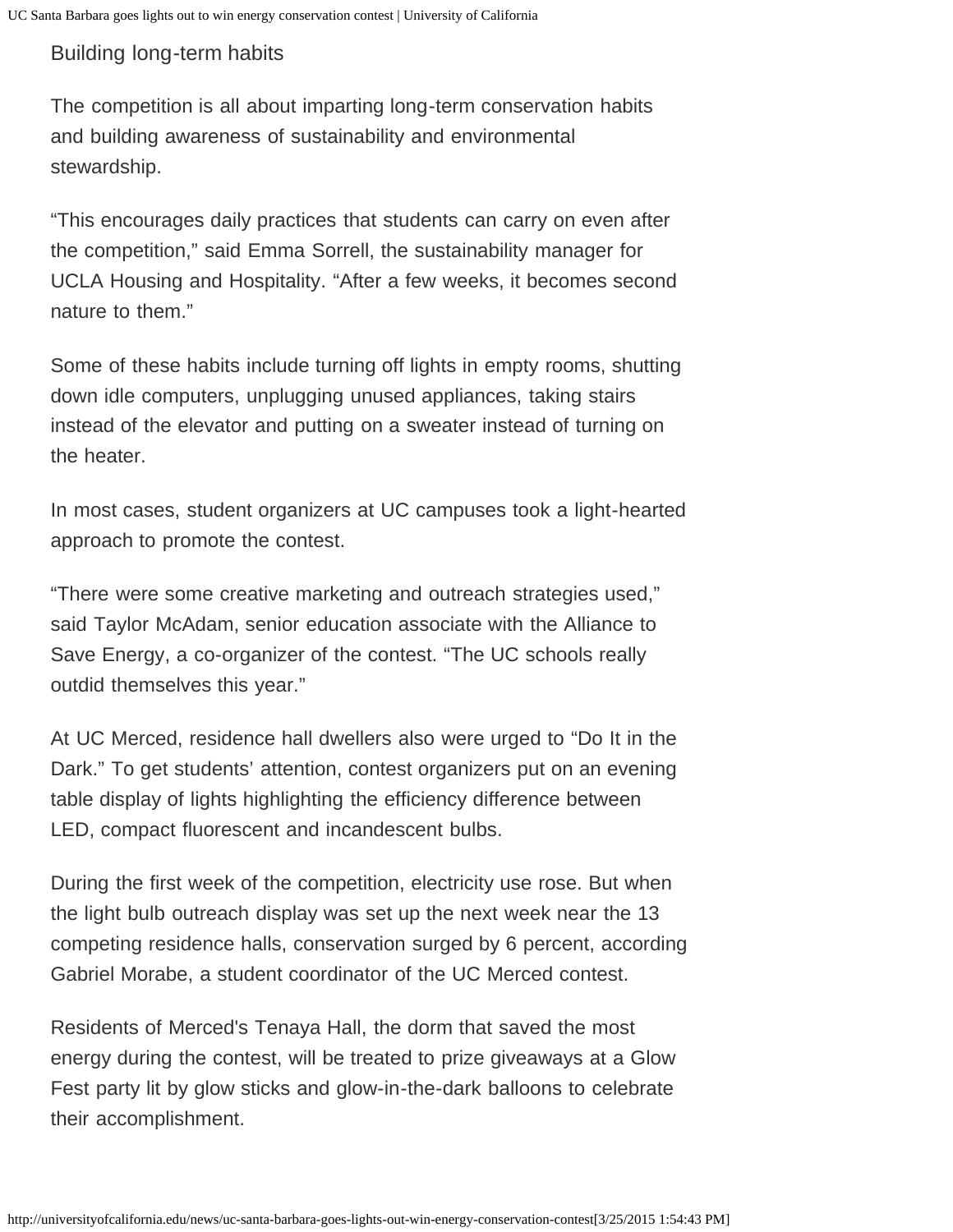## Building long-term habits

The competition is all about imparting long-term conservation habits and building awareness of sustainability and environmental stewardship.

“This encourages daily practices that students can carry on even after the competition,” said Emma Sorrell, the sustainability manager for UCLA Housing and Hospitality. “After a few weeks, it becomes second nature to them.”

Some of these habits include turning off lights in empty rooms, shutting down idle computers, unplugging unused appliances, taking stairs instead of the elevator and putting on a sweater instead of turning on the heater.

In most cases, student organizers at UC campuses took a light-hearted approach to promote the contest.

“There were some creative marketing and outreach strategies used,” said Taylor McAdam, senior education associate with the Alliance to Save Energy, a co-organizer of the contest. “The UC schools really outdid themselves this year.”

At UC Merced, residence hall dwellers also were urged to “Do It in the Dark.” To get students’ attention, contest organizers put on an evening table display of lights highlighting the efficiency difference between LED, compact fluorescent and incandescent bulbs.

During the first week of the competition, electricity use rose. But when the light bulb outreach display was set up the next week near the 13 competing residence halls, conservation surged by 6 percent, according Gabriel Morabe, a student coordinator of the UC Merced contest.

Residents of Merced's Tenaya Hall, the dorm that saved the most energy during the contest, will be treated to prize giveaways at a Glow Fest party lit by glow sticks and glow-in-the-dark balloons to celebrate their accomplishment.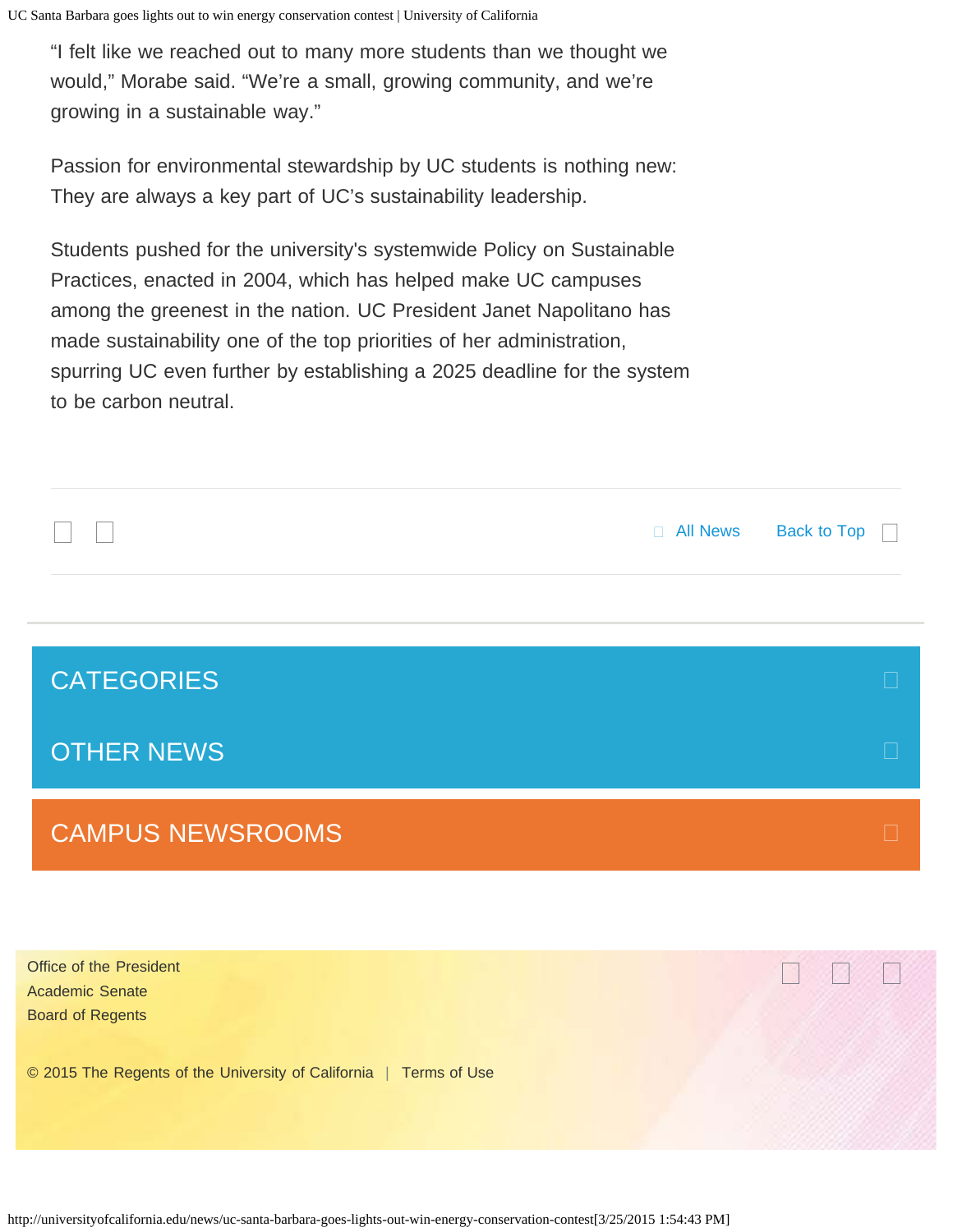"I felt like we reached out to many more students than we thought we would," Morabe said. "We're a small, growing community, and we're growing in a sustainable way."

Passion for environmental stewardship by UC students is nothing new: They are always a key part of UC's sustainability leadership.

Students pushed for the university's systemwide Policy on Sustainable Practices, enacted in 2004, which has helped make UC campuses among the greenest in the nation. UC President Janet Napolitano has made sustainability one of the top priorities of her administration, spurring UC even further by establishing a 2025 deadline for the system to be carbon neutral.

All News Back to Top

CATEGORIES

OTHER NEWS

CAMPUS NEWSROOMS

Office of the President
Academic Senate
Board of Regents

© 2015 The Regents of the University of California | Terms of Use